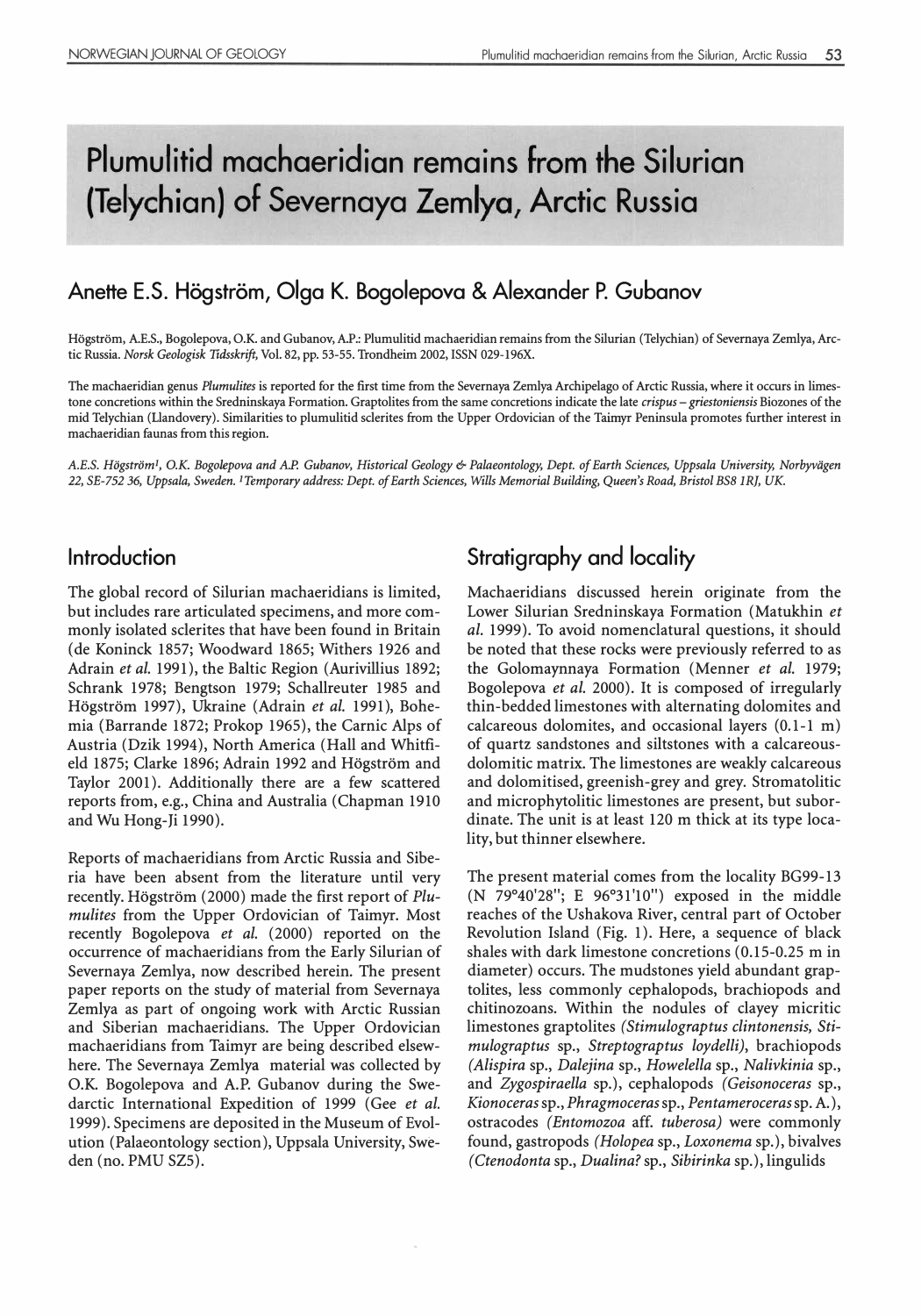# Plumulitid machaeridian remains from the Silurian (Telychian) of Severnaya Zemlya, Arctic Russia

## Anette E.S. Högström, Olga K. Bogolepova & Alexander P. Gubanov

Högström, A.E.S., Bogolepova, O.K. and Gubanov, A.P.: Plumulitid machaeridian remains from the Silurian (Telychian) of Severnaya Zemlya, Arctic Russia. *Norsk Geologisk Tidsskrift*, Vol. 82, pp. 53-55. Trondheim 2002, ISSN 029-196X.

The machaeridian genus *Plumulites* is reported for the first time from the Severnaya Zemlya Archipelago of Arctic Russia, where it occurs in limestone concretions within the Srednínskaya Formation. Graptolites from the same concretions indicate the late *crispus – griestoniensis* Biozones of the mid Telychian (Llandovery). Similarities to plumulitid sclerites from the Upper Ordovician of the Taimyr Peninsula promotes further interest in machaeridian faunas from this region.

*A.E.S. Högström[1], O.K. Bogolepova and A.P. Gubanov, Historical Geology & Palaeontology, Dept. of Earth Sciences, Uppsala University, Norbyvägen 22, SE-752 36, Uppsala, Sweden. [1]Temporary address: Dept. of Earth Sciences, Wills Memorial Building, Queen's Road, Bristol BS8 1RJ, UK.*

## Introduction

The global record of Silurian machaeridians is limited, but includes rare articulated specimens, and more commonly isolated sclerites that have been found in Britain (de Koninck 1857; Woodward 1865; Withers 1926 and Adrain *et al.* 1991), the Baltic Region (Aurivillius 1892; Schrank 1978; Bengtson 1979; Schallreuter 1985 and Högström 1997), Ukraine (Adrain *et al.* 1991), Bohemia (Barrande 1872; Prokop 1965), the Carnic Alps of Austria (Dzik 1994), North America (Hall and Whitfield 1875; Clarke 1896; Adrain 1992 and Högström and Taylor 2001). Additionally there are a few scattered reports from, e.g., China and Australia (Chapman 1910 and Wu Hong-Ji 1990).

Reports of machaeridians from Arctic Russia and Siberia have been absent from the literature until very recently. Högström (2000) made the first report of *Plumulites* from the Upper Ordovician of Taimyr. Most recently Bogolepova *et al.* (2000) reported on the occurrence of machaeridians from the Early Silurian of Severnaya Zemlya, now described herein. The present paper reports on the study of material from Severnaya Zemlya as part of ongoing work with Arctic Russian and Siberian machaeridians. The Upper Ordovician machaeridians from Taimyr are being described elsewhere. The Severnaya Zemlya material was collected by O.K. Bogolepova and A.P. Gubanov during the Swedarctic International Expedition of 1999 (Gee *et al.* 1999). Specimens are deposited in the Museum of Evolution (Palaeontology section), Uppsala University, Sweden (no. PMU SZ5).

## Stratigraphy and locality

Machaeridians discussed herein originate from the Lower Silurian Srednínskaya Formation (Matukhin *et al.* 1999). To avoid nomenclatural questions, it should be noted that these rocks were previously referred to as the Golomaynnaya Formation (Menner *et al.* 1979; Bogolepova *et al.* 2000). It is composed of irregularly thin-bedded limestones with alternating dolomites and calcareous dolomites, and occasional layers (0.1-1 m) of quartz sandstones and siltstones with a calcareous-dolomitic matrix. The limestones are weakly calcareous and dolomitised, greenish-grey and grey. Stromatolitic and microphytolitic limestones are present, but subordinate. The unit is at least 120 m thick at its type locality, but thinner elsewhere.

The present material comes from the locality BG99-13 (N 79°40'28"; E 96°31'10") exposed in the middle reaches of the Ushakova River, central part of October Revolution Island (Fig. 1). Here, a sequence of black shales with dark limestone concretions (0.15-0.25 m in diameter) occurs. The mudstones yield abundant graptolites, less commonly cephalopods, brachiopods and chitinozoans. Within the nodules of clayey micritic limestones graptolites (*Stimulograptus clintonensis*, *Stimulograptus* sp., *Streptograptus loydelli*), brachiopods (*Alispira* sp., *Dalejina* sp., *Howelella* sp., *Nalivkinia* sp., and *Zygospiraella* sp.), cephalopods (*Geisonoceras* sp., *Kionoceras* sp., *Phragmoceras* sp., *Pentameroceras* sp. A.), ostracodes (*Entomozoa* aff. *tuberosa*) were commonly found, gastropods (*Holopea* sp., *Loxonema* sp.), bivalves (*Ctenodonta* sp., *Dualina?* sp., *Sibirinka* sp.), lingulids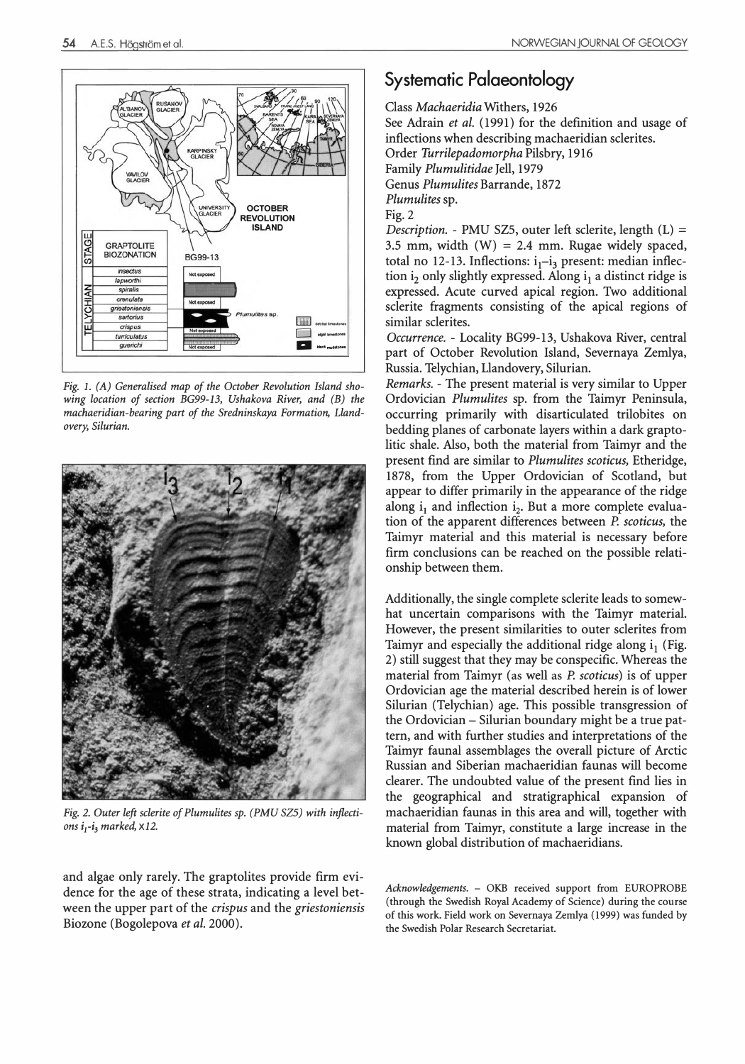Fig. 1. (A) Generalised map of the October Revolution Island showing location of section BG99-13, Ushakova River, and (B) the machaeridian-bearing part of the Sredninskaya Formation, Llandovery, Silurian.

Fig. 2. Outer left sclerite of Plumulites sp. (PMU SZ5) with inflections $i_1$-$i_3$ marked, x12.

and algae only rarely. The graptolites provide firm evidence for the age of these strata, indicating a level between the upper part of the *crispus* and the *griestoniensis* Biozone (Bogolepova *et al.* 2000).

## Systematic Palaeontology

Class *Machaeridia* Withers, 1926

See Adrain *et al.* (1991) for the definition and usage of inflections when describing machaeridian sclerites.

Order *Turrilepadomorpha* Pilsbry, 1916

Family *Plumulitidae* Jell, 1979

Genus *Plumulites* Barrande, 1872

*Plumulites* sp.

Fig. 2

*Description.* - PMU SZ5, outer left sclerite, length (L) = 3.5 mm, width (W) = 2.4 mm. Rugae widely spaced, total no 12-13. Inflections: $i_1$–$i_3$ present: median inflection $i_2$ only slightly expressed. Along $i_1$ a distinct ridge is expressed. Acute curved apical region. Two additional sclerite fragments consisting of the apical regions of similar sclerites.

*Occurrence.* - Locality BG99-13, Ushakova River, central part of October Revolution Island, Severnaya Zemlya, Russia. Telychian, Llandovery, Silurian.

*Remarks.* - The present material is very similar to Upper Ordovician *Plumulites* sp. from the Taimyr Peninsula, occurring primarily with disarticulated trilobites on bedding planes of carbonate layers within a dark graptolitic shale. Also, both the material from Taimyr and the present find are similar to *Plumulites scoticus,* Etheridge, 1878, from the Upper Ordovician of Scotland, but appear to differ primarily in the appearance of the ridge along $i_1$ and inflection $i_2$. But a more complete evaluation of the apparent differences between *P. scoticus,* the Taimyr material and this material is necessary before firm conclusions can be reached on the possible relationship between them.

Additionally, the single complete sclerite leads to somewhat uncertain comparisons with the Taimyr material. However, the present similarities to outer sclerites from Taimyr and especially the additional ridge along $i_1$ (Fig. 2) still suggest that they may be conspecific. Whereas the material from Taimyr (as well as *P. scoticus*) is of upper Ordovician age the material described herein is of lower Silurian (Telychian) age. This possible transgression of the Ordovician – Silurian boundary might be a true pattern, and with further studies and interpretations of the Taimyr faunal assemblages the overall picture of Arctic Russian and Siberian machaeridian faunas will become clearer. The undoubted value of the present find lies in the geographical and stratigraphical expansion of machaeridian faunas in this area and will, together with material from Taimyr, constitute a large increase in the known global distribution of machaeridians.

*Acknowledgements.* – OKB received support from EUROPROBE (through the Swedish Royal Academy of Science) during the course of this work. Field work on Severnaya Zemlya (1999) was funded by the Swedish Polar Research Secretariat.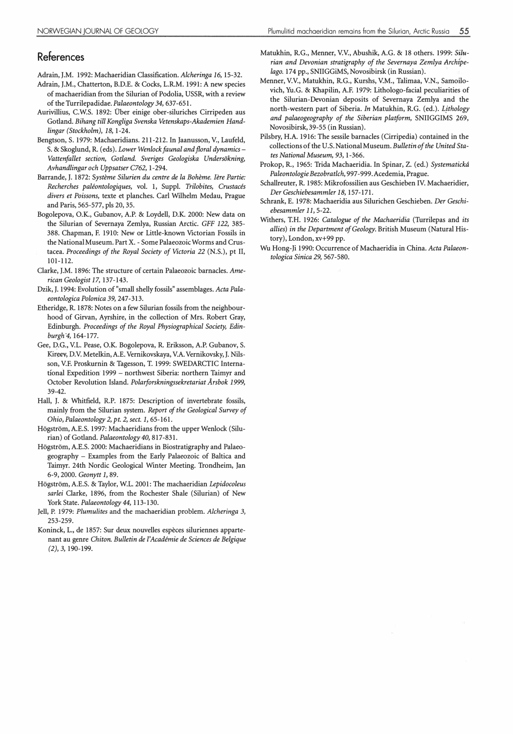## References

Adrain, J.M. 1992: Machaeridian Classification. *Alcheringa 16*, 15-32.

Adrain, J.M., Chatterton, B.D.E. & Cocks, L.R.M. 1991: A new species of machaeridian from the Silurian of Podolia, USSR, with a review of the Turrilepadidae. *Palaeontology 34*, 637-651.

Aurivillius, C.W.S. 1892: Über einige ober-siluriches Cirripeden aus Gotland. *Bihang till Kongliga Svenska Vetenskaps-Akademien Handlingar (Stockholm), 18*, 1-24.

Bengtson, S. 1979: Machaeridians. 211-212. In Jaanusson, V., Laufeld, S. & Skoglund, R. (eds). *Lower Wenlock faunal and floral dynamics – Vattenfallet section, Gotland. Sveriges Geologiska Undersökning, Avhandlingar och Uppsatser C762*, 1-294.

Barrande, J. 1872: *Système Silurien du centre de la Bohème. Ière Partie: Recherches paléontologiques*, vol. 1, Suppl. *Trilobites, Crustacés divers et Poissons*, texte et planches. Carl Wilhelm Medau, Prague and Paris, 565-577, pls 20, 35.

Bogolepova, O.K., Gubanov, A.P. & Loydell, D.K. 2000: New data on the Silurian of Severnaya Zemlya, Russian Arctic. *GFF 122*, 385-388.

Chapman, F. 1910: New or Little-known Victorian Fossils in the National Museum. Part X. - Some Palaeozoic Worms and Crustacea. *Proceedings of the Royal Society of Victoria 22* (N.S.), pt II, 101-112.

Clarke, J.M. 1896: The structure of certain Palaeozoic barnacles. *American Geologist 17*, 137-143.

Dzik, J. 1994: Evolution of "small shelly fossils" assemblages. *Acta Palaeontologica Polonica 39*, 247-313.

Etheridge, R. 1878: Notes on a few Silurian fossils from the neighbourhood of Girvan, Ayrshire, in the collection of Mrs. Robert Gray, Edinburgh. *Proceedings of the Royal Physiographical Society, Edinburgh 4*, 164-177.

Gee, D.G., V.L. Pease, O.K. Bogolepova, R. Eriksson, A.P. Gubanov, S. Kireev, D.V. Metelkin, A.E. Vernikovskaya, V.A. Vernikovsky, J. Nilsson, V.F. Proskurnin & Tagesson, T. 1999: SWEDARCTIC International Expedition 1999 – northwest Siberia: northern Taimyr and October Revolution Island. *Polarforskningssekretariat Årsbok 1999*, 39-42.

Hall, J. & Whitfield, R.P. 1875: Description of invertebrate fossils, mainly from the Silurian system. *Report of the Geological Survey of Ohio, Palaeontology 2, pt. 2, sect. 1*, 65-161.

Högström, A.E.S. 1997: Machaeridians from the upper Wenlock (Silurian) of Gotland. *Palaeontology 40*, 817-831.

Högström, A.E.S. 2000: Machaeridians in Biostratigraphy and Palaeogeography – Examples from the Early Palaeozoic of Baltica and Taimyr. 24th Nordic Geological Winter Meeting. Trondheim, Jan 6-9, 2000. *Geonytt 1*, 89.

Högström, A.E.S. & Taylor, W.L. 2001: The machaeridian *Lepidocoleus sarlei* Clarke, 1896, from the Rochester Shale (Silurian) of New York State. *Palaeontology 44*, 113-130.

Jell, P. 1979: *Plumulites* and the machaeridian problem. *Alcheringa 3*, 253-259.

Koninck, L., de 1857: Sur deux nouvelles espèces siluriennes appartenant au genre *Chiton*. *Bulletin de l'Académie de Sciences de Belgique (2), 3*, 190-199.

Matukhin, R.G., Menner, V.V., Abushik, A.G. & 18 others. 1999: *Silurian and Devonian stratigraphy of the Severnaya Zemlya Archipelago*. 174 pp., SNIIGGiMS, Novosibirsk (in Russian).

Menner, V.V., Matukhin, R.G., Kurshs, V.M., Talimaa, V.N., Samoilovich, Yu.G. & Khapilin, A.F. 1979: Lithologo-facial peculiarities of the Silurian-Devonian deposits of Severnaya Zemlya and the north-western part of Siberia. *In* Matukhin, R.G. (ed.). *Lithology and palaeogeography of the Siberian platform*, SNIIGGIMS 269, Novosibirsk, 39-55 (in Russian).

Pilsbry, H.A. 1916: The sessile barnacles (Cirripedia) contained in the collections of the U.S. National Museum. *Bulletin of the United States National Museum, 93*, 1-366.

Prokop, R., 1965: Trida Machaeridia. In Spinar, Z. (ed.) *Systematická Paleontologie Bezobratlch*, 997-999. Acedemia, Prague.

Schallreuter, R. 1985: Mikrofossilien aus Geschieben IV. Machaeridier, *Der Geschiebesammler 18*, 157-171.

Schrank, E. 1978: Machaeridia aus Silurichen Geschieben. *Der Geschiebesammler 11*, 5-22.

Withers, T.H. 1926: *Catalogue of the Machaeridia* (Turrilepas and *its allies*) *in the Department of Geology*. British Museum (Natural History), London, xv+99 pp.

Wu Hong-Ji 1990: Occurrence of Machaeridia in China. *Acta Palaeontologica Sinica 29*, 567-580.